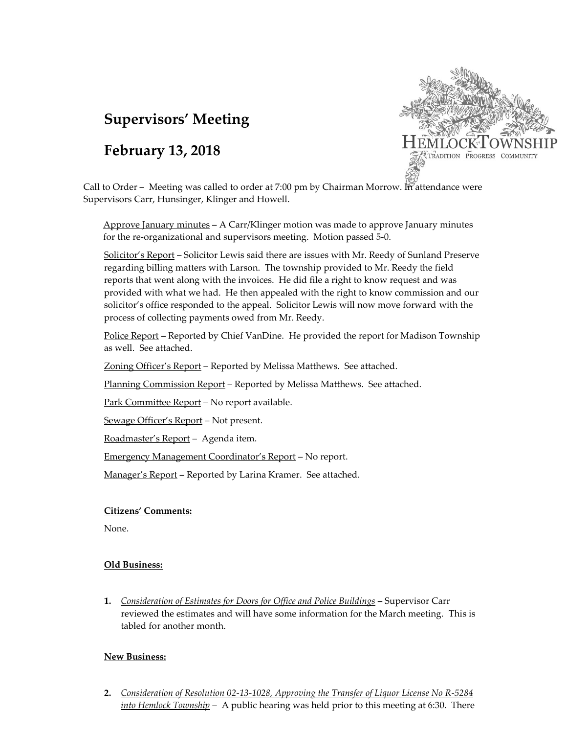# Supervisors' Meeting

# February 13, 2018

HEMLOCK TOWNSHIP
TRADITION PROGRESS COMMUNITY

Call to Order – Meeting was called to order at 7:00 pm by Chairman Morrow. In attendance were Supervisors Carr, Hunsinger, Klinger and Howell.

Approve January minutes – A Carr/Klinger motion was made to approve January minutes for the re-organizational and supervisors meeting. Motion passed 5-0.

Solicitor's Report – Solicitor Lewis said there are issues with Mr. Reedy of Sunland Preserve regarding billing matters with Larson. The township provided to Mr. Reedy the field reports that went along with the invoices. He did file a right to know request and was provided with what we had. He then appealed with the right to know commission and our solicitor's office responded to the appeal. Solicitor Lewis will now move forward with the process of collecting payments owed from Mr. Reedy.

Police Report – Reported by Chief VanDine. He provided the report for Madison Township as well. See attached.

Zoning Officer's Report – Reported by Melissa Matthews. See attached.

Planning Commission Report – Reported by Melissa Matthews. See attached.

Park Committee Report – No report available.

Sewage Officer's Report – Not present.

Roadmaster's Report – Agenda item.

Emergency Management Coordinator's Report – No report.

Manager's Report – Reported by Larina Kramer. See attached.

**Citizens' Comments:**

None.

**Old Business:**

1. *Consideration of Estimates for Doors for Office and Police Buildings* – Supervisor Carr reviewed the estimates and will have some information for the March meeting. This is tabled for another month.

**New Business:**

2. *Consideration of Resolution 02-13-1028, Approving the Transfer of Liquor License No R-5284 into Hemlock Township* – A public hearing was held prior to this meeting at 6:30. There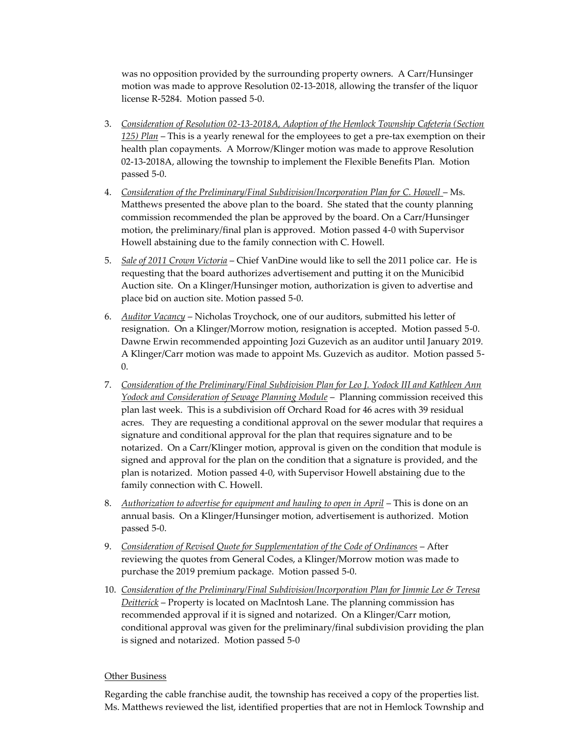was no opposition provided by the surrounding property owners. A Carr/Hunsinger motion was made to approve Resolution 02-13-2018, allowing the transfer of the liquor license R-5284. Motion passed 5-0.

3. *Consideration of Resolution 02-13-2018A, Adoption of the Hemlock Township Cafeteria (Section 125) Plan* – This is a yearly renewal for the employees to get a pre-tax exemption on their health plan copayments. A Morrow/Klinger motion was made to approve Resolution 02-13-2018A, allowing the township to implement the Flexible Benefits Plan. Motion passed 5-0.

4. *Consideration of the Preliminary/Final Subdivision/Incorporation Plan for C. Howell* – Ms. Matthews presented the above plan to the board. She stated that the county planning commission recommended the plan be approved by the board. On a Carr/Hunsinger motion, the preliminary/final plan is approved. Motion passed 4-0 with Supervisor Howell abstaining due to the family connection with C. Howell.

5. *Sale of 2011 Crown Victoria* – Chief VanDine would like to sell the 2011 police car. He is requesting that the board authorizes advertisement and putting it on the Municibid Auction site. On a Klinger/Hunsinger motion, authorization is given to advertise and place bid on auction site. Motion passed 5-0.

6. *Auditor Vacancy* – Nicholas Troychock, one of our auditors, submitted his letter of resignation. On a Klinger/Morrow motion, resignation is accepted. Motion passed 5-0. Dawne Erwin recommended appointing Jozi Guzevich as an auditor until January 2019. A Klinger/Carr motion was made to appoint Ms. Guzevich as auditor. Motion passed 5-0.

7. *Consideration of the Preliminary/Final Subdivision Plan for Leo J. Yodock III and Kathleen Ann Yodock and Consideration of Sewage Planning Module* – Planning commission received this plan last week. This is a subdivision off Orchard Road for 46 acres with 39 residual acres. They are requesting a conditional approval on the sewer modular that requires a signature and conditional approval for the plan that requires signature and to be notarized. On a Carr/Klinger motion, approval is given on the condition that module is signed and approval for the plan on the condition that a signature is provided, and the plan is notarized. Motion passed 4-0, with Supervisor Howell abstaining due to the family connection with C. Howell.

8. *Authorization to advertise for equipment and hauling to open in April* – This is done on an annual basis. On a Klinger/Hunsinger motion, advertisement is authorized. Motion passed 5-0.

9. *Consideration of Revised Quote for Supplementation of the Code of Ordinances* – After reviewing the quotes from General Codes, a Klinger/Morrow motion was made to purchase the 2019 premium package. Motion passed 5-0.

10. *Consideration of the Preliminary/Final Subdivision/Incorporation Plan for Jimmie Lee & Teresa Deitterick* – Property is located on MacIntosh Lane. The planning commission has recommended approval if it is signed and notarized. On a Klinger/Carr motion, conditional approval was given for the preliminary/final subdivision providing the plan is signed and notarized. Motion passed 5-0

Other Business

Regarding the cable franchise audit, the township has received a copy of the properties list. Ms. Matthews reviewed the list, identified properties that are not in Hemlock Township and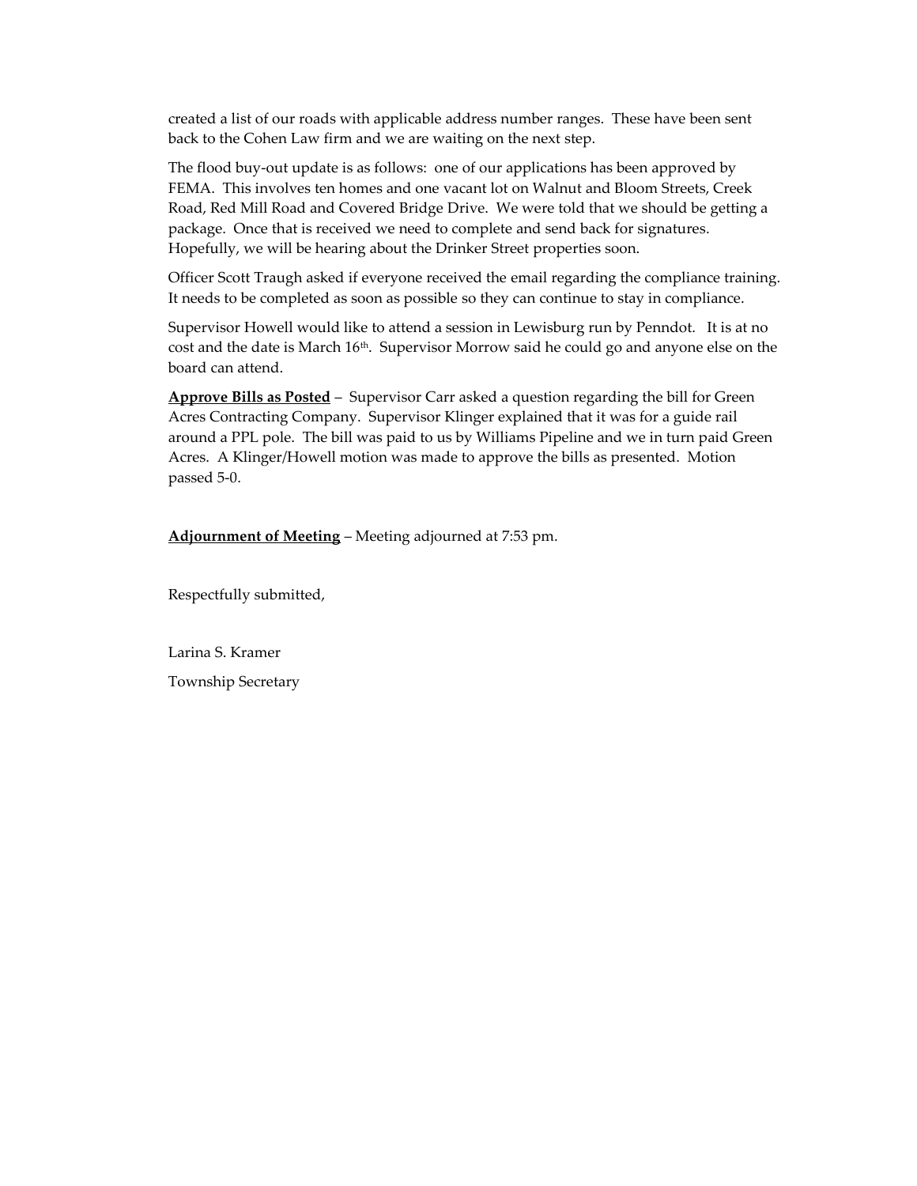created a list of our roads with applicable address number ranges. These have been sent back to the Cohen Law firm and we are waiting on the next step.

The flood buy-out update is as follows: one of our applications has been approved by FEMA. This involves ten homes and one vacant lot on Walnut and Bloom Streets, Creek Road, Red Mill Road and Covered Bridge Drive. We were told that we should be getting a package. Once that is received we need to complete and send back for signatures. Hopefully, we will be hearing about the Drinker Street properties soon.

Officer Scott Traugh asked if everyone received the email regarding the compliance training. It needs to be completed as soon as possible so they can continue to stay in compliance.

Supervisor Howell would like to attend a session in Lewisburg run by Penndot. It is at no cost and the date is March 16th. Supervisor Morrow said he could go and anyone else on the board can attend.

**Approve Bills as Posted** – Supervisor Carr asked a question regarding the bill for Green Acres Contracting Company. Supervisor Klinger explained that it was for a guide rail around a PPL pole. The bill was paid to us by Williams Pipeline and we in turn paid Green Acres. A Klinger/Howell motion was made to approve the bills as presented. Motion passed 5-0.

**Adjournment of Meeting** – Meeting adjourned at 7:53 pm.

Respectfully submitted,

Larina S. Kramer

Township Secretary